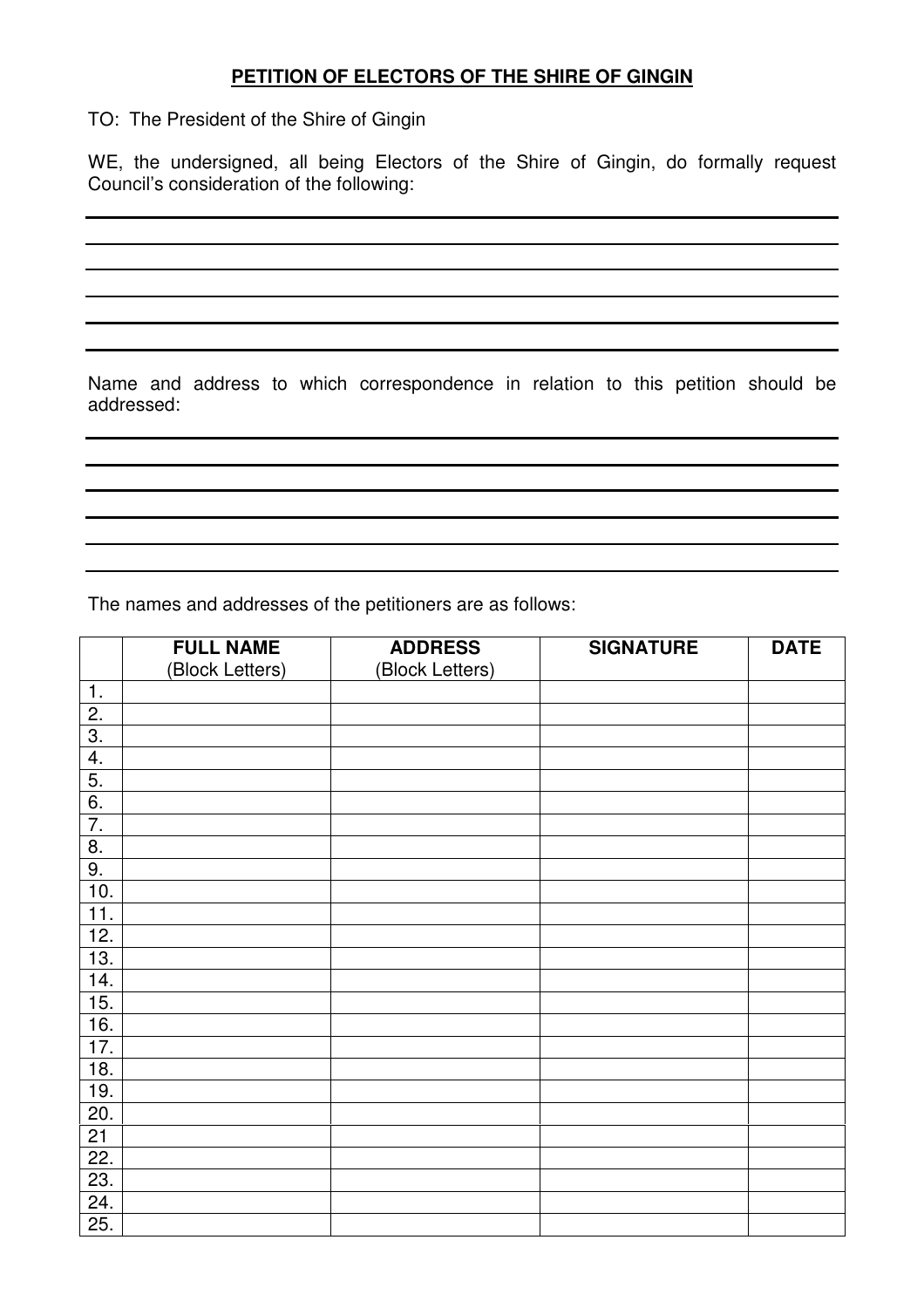**PETITION OF ELECTORS OF THE SHIRE OF GINGIN**

TO: The President of the Shire of Gingin

WE, the undersigned, all being Electors of the Shire of Gingin, do formally request Council's consideration of the following:

______________________________________________________________________________

______________________________________________________________________________

______________________________________________________________________________

______________________________________________________________________________

______________________________________________________________________________

Name and address to which correspondence in relation to this petition should be addressed:

______________________________________________________________________________

______________________________________________________________________________

______________________________________________________________________________

______________________________________________________________________________

______________________________________________________________________________

The names and addresses of the petitioners are as follows:

| | **FULL NAME** (Block Letters) | **ADDRESS** (Block Letters) | **SIGNATURE** | **DATE** |
|---|---|---|---|---|
| 1. | | | | |
| 2. | | | | |
| 3. | | | | |
| 4. | | | | |
| 5. | | | | |
| 6. | | | | |
| 7. | | | | |
| 8. | | | | |
| 9. | | | | |
| 10. | | | | |
| 11. | | | | |
| 12. | | | | |
| 13. | | | | |
| 14. | | | | |
| 15. | | | | |
| 16. | | | | |
| 17. | | | | |
| 18. | | | | |
| 19. | | | | |
| 20. | | | | |
| 21 | | | | |
| 22. | | | | |
| 23. | | | | |
| 24. | | | | |
| 25. | | | | |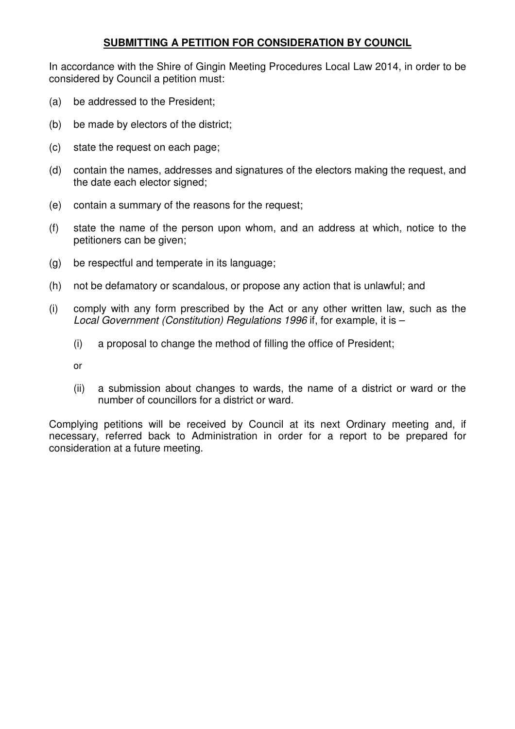## SUBMITTING A PETITION FOR CONSIDERATION BY COUNCIL

In accordance with the Shire of Gingin Meeting Procedures Local Law 2014, in order to be considered by Council a petition must:

(a) be addressed to the President;

(b) be made by electors of the district;

(c) state the request on each page;

(d) contain the names, addresses and signatures of the electors making the request, and the date each elector signed;

(e) contain a summary of the reasons for the request;

(f) state the name of the person upon whom, and an address at which, notice to the petitioners can be given;

(g) be respectful and temperate in its language;

(h) not be defamatory or scandalous, or propose any action that is unlawful; and

(i) comply with any form prescribed by the Act or any other written law, such as the *Local Government (Constitution) Regulations 1996* if, for example, it is –

(i) a proposal to change the method of filling the office of President;

or

(ii) a submission about changes to wards, the name of a district or ward or the number of councillors for a district or ward.

Complying petitions will be received by Council at its next Ordinary meeting and, if necessary, referred back to Administration in order for a report to be prepared for consideration at a future meeting.